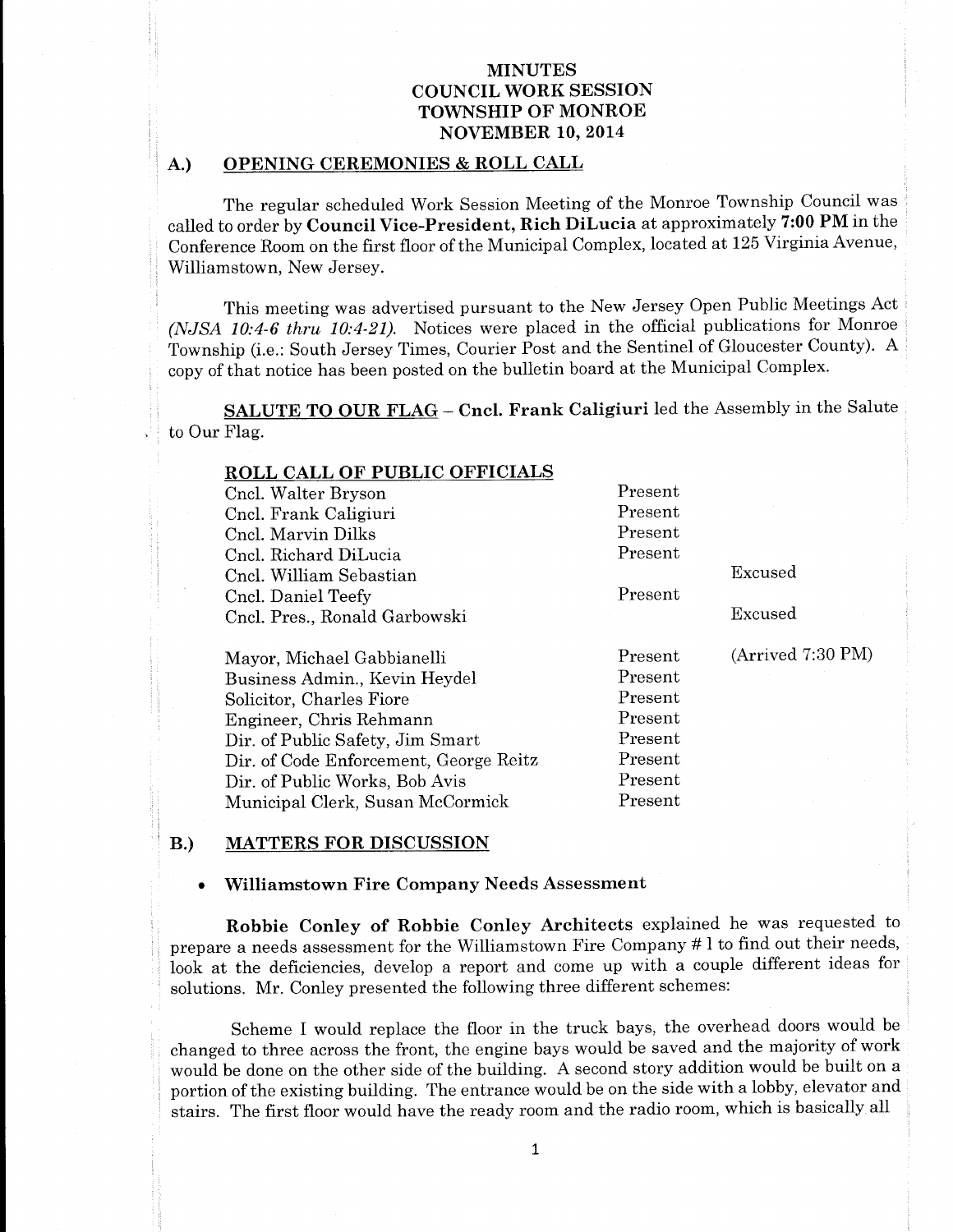# MINUTES
# COUNCIL WORK SESSION
# TOWNSHIP OF MONROE
# NOVEMBER 10, 2014

## A.) OPENING CEREMONIES & ROLL CALL

The regular scheduled Work Session Meeting of the Monroe Township Council was called to order by **Council Vice-President, Rich DiLucia** at approximately **7:00 PM** in the Conference Room on the first floor of the Municipal Complex, located at 125 Virginia Avenue, Williamstown, New Jersey.

This meeting was advertised pursuant to the New Jersey Open Public Meetings Act *(NJSA 10:4-6 thru 10:4-21)*. Notices were placed in the official publications for Monroe Township (i.e.: South Jersey Times, Courier Post and the Sentinel of Gloucester County). A copy of that notice has been posted on the bulletin board at the Municipal Complex.

**SALUTE TO OUR FLAG** – **Cncl. Frank Caligiuri** led the Assembly in the Salute to Our Flag.

**ROLL CALL OF PUBLIC OFFICIALS**

| | | |
|---|---|---|
| Cncl. Walter Bryson | Present | |
| Cncl. Frank Caligiuri | Present | |
| Cncl. Marvin Dilks | Present | |
| Cncl. Richard DiLucia | Present | |
| Cncl. William Sebastian | | Excused |
| Cncl. Daniel Teefy | Present | |
| Cncl. Pres., Ronald Garbowski | | Excused |
| Mayor, Michael Gabbianelli | Present | (Arrived 7:30 PM) |
| Business Admin., Kevin Heydel | Present | |
| Solicitor, Charles Fiore | Present | |
| Engineer, Chris Rehmann | Present | |
| Dir. of Public Safety, Jim Smart | Present | |
| Dir. of Code Enforcement, George Reitz | Present | |
| Dir. of Public Works, Bob Avis | Present | |
| Municipal Clerk, Susan McCormick | Present | |

## B.) MATTERS FOR DISCUSSION

- **Williamstown Fire Company Needs Assessment**

**Robbie Conley of Robbie Conley Architects** explained he was requested to prepare a needs assessment for the Williamstown Fire Company # 1 to find out their needs, look at the deficiencies, develop a report and come up with a couple different ideas for solutions. Mr. Conley presented the following three different schemes:

Scheme I would replace the floor in the truck bays, the overhead doors would be changed to three across the front, the engine bays would be saved and the majority of work would be done on the other side of the building. A second story addition would be built on a portion of the existing building. The entrance would be on the side with a lobby, elevator and stairs. The first floor would have the ready room and the radio room, which is basically all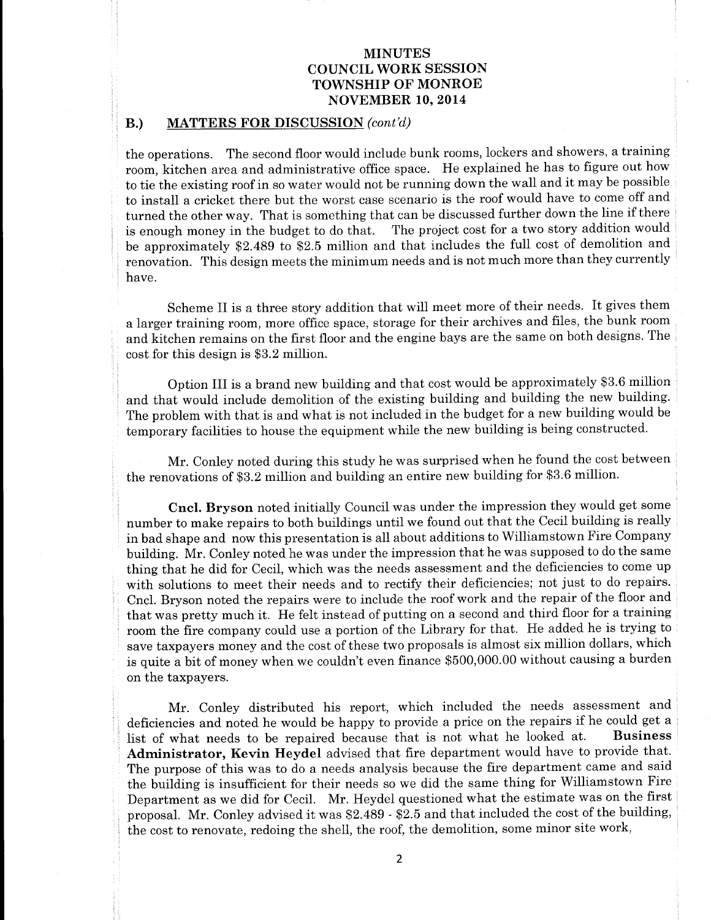# MINUTES
# COUNCIL WORK SESSION
# TOWNSHIP OF MONROE
# NOVEMBER 10, 2014

## B.) MATTERS FOR DISCUSSION *(cont'd)*

the operations. The second floor would include bunk rooms, lockers and showers, a training room, kitchen area and administrative office space. He explained he has to figure out how to tie the existing roof in so water would not be running down the wall and it may be possible to install a cricket there but the worst case scenario is the roof would have to come off and turned the other way. That is something that can be discussed further down the line if there is enough money in the budget to do that. The project cost for a two story addition would be approximately $2.489 to $2.5 million and that includes the full cost of demolition and renovation. This design meets the minimum needs and is not much more than they currently have.

Scheme II is a three story addition that will meet more of their needs. It gives them a larger training room, more office space, storage for their archives and files, the bunk room and kitchen remains on the first floor and the engine bays are the same on both designs. The cost for this design is $3.2 million.

Option III is a brand new building and that cost would be approximately $3.6 million and that would include demolition of the existing building and building the new building. The problem with that is and what is not included in the budget for a new building would be temporary facilities to house the equipment while the new building is being constructed.

Mr. Conley noted during this study he was surprised when he found the cost between the renovations of $3.2 million and building an entire new building for $3.6 million.

**Cncl. Bryson** noted initially Council was under the impression they would get some number to make repairs to both buildings until we found out that the Cecil building is really in bad shape and now this presentation is all about additions to Williamstown Fire Company building. Mr. Conley noted he was under the impression that he was supposed to do the same thing that he did for Cecil, which was the needs assessment and the deficiencies to come up with solutions to meet their needs and to rectify their deficiencies; not just to do repairs. Cncl. Bryson noted the repairs were to include the roof work and the repair of the floor and that was pretty much it. He felt instead of putting on a second and third floor for a training room the fire company could use a portion of the Library for that. He added he is trying to save taxpayers money and the cost of these two proposals is almost six million dollars, which is quite a bit of money when we couldn't even finance $500,000.00 without causing a burden on the taxpayers.

Mr. Conley distributed his report, which included the needs assessment and deficiencies and noted he would be happy to provide a price on the repairs if he could get a list of what needs to be repaired because that is not what he looked at. **Business Administrator, Kevin Heydel** advised that fire department would have to provide that. The purpose of this was to do a needs analysis because the fire department came and said the building is insufficient for their needs so we did the same thing for Williamstown Fire Department as we did for Cecil. Mr. Heydel questioned what the estimate was on the first proposal. Mr. Conley advised it was $2.489 - $2.5 and that included the cost of the building, the cost to renovate, redoing the shell, the roof, the demolition, some minor site work,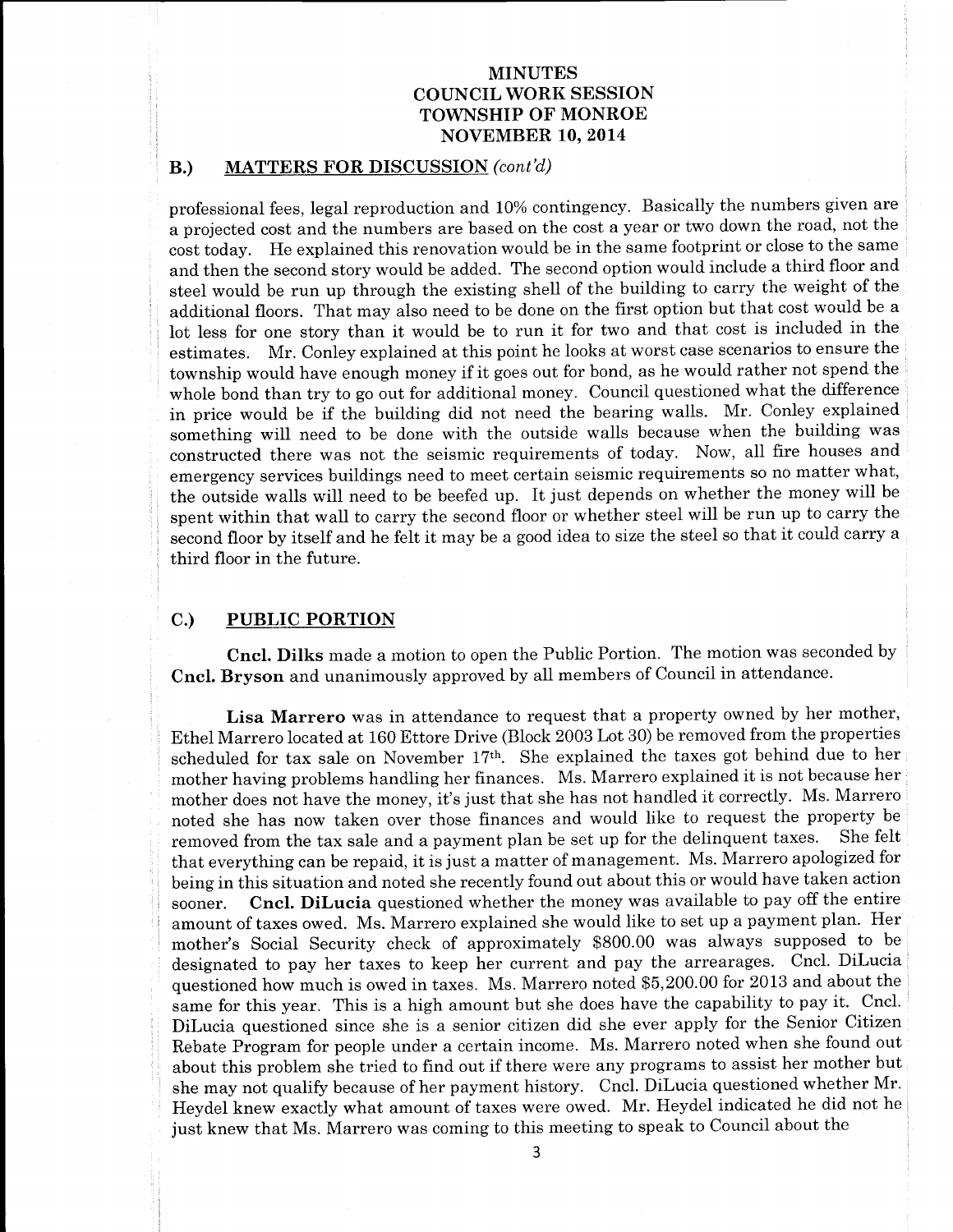## B.) MATTERS FOR DISCUSSION *(cont'd)*

professional fees, legal reproduction and 10% contingency. Basically the numbers given are a projected cost and the numbers are based on the cost a year or two down the road, not the cost today. He explained this renovation would be in the same footprint or close to the same and then the second story would be added. The second option would include a third floor and steel would be run up through the existing shell of the building to carry the weight of the additional floors. That may also need to be done on the first option but that cost would be a lot less for one story than it would be to run it for two and that cost is included in the estimates. Mr. Conley explained at this point he looks at worst case scenarios to ensure the township would have enough money if it goes out for bond, as he would rather not spend the whole bond than try to go out for additional money. Council questioned what the difference in price would be if the building did not need the bearing walls. Mr. Conley explained something will need to be done with the outside walls because when the building was constructed there was not the seismic requirements of today. Now, all fire houses and emergency services buildings need to meet certain seismic requirements so no matter what, the outside walls will need to be beefed up. It just depends on whether the money will be spent within that wall to carry the second floor or whether steel will be run up to carry the second floor by itself and he felt it may be a good idea to size the steel so that it could carry a third floor in the future.

## C.) PUBLIC PORTION

**Cncl. Dilks** made a motion to open the Public Portion. The motion was seconded by **Cncl. Bryson** and unanimously approved by all members of Council in attendance.

**Lisa Marrero** was in attendance to request that a property owned by her mother, Ethel Marrero located at 160 Ettore Drive (Block 2003 Lot 30) be removed from the properties scheduled for tax sale on November 17th. She explained the taxes got behind due to her mother having problems handling her finances. Ms. Marrero explained it is not because her mother does not have the money, it's just that she has not handled it correctly. Ms. Marrero noted she has now taken over those finances and would like to request the property be removed from the tax sale and a payment plan be set up for the delinquent taxes. She felt that everything can be repaid, it is just a matter of management. Ms. Marrero apologized for being in this situation and noted she recently found out about this or would have taken action sooner. **Cncl. DiLucia** questioned whether the money was available to pay off the entire amount of taxes owed. Ms. Marrero explained she would like to set up a payment plan. Her mother's Social Security check of approximately $800.00 was always supposed to be designated to pay her taxes to keep her current and pay the arrearages. Cncl. DiLucia questioned how much is owed in taxes. Ms. Marrero noted $5,200.00 for 2013 and about the same for this year. This is a high amount but she does have the capability to pay it. Cncl. DiLucia questioned since she is a senior citizen did she ever apply for the Senior Citizen Rebate Program for people under a certain income. Ms. Marrero noted when she found out about this problem she tried to find out if there were any programs to assist her mother but she may not qualify because of her payment history. Cncl. DiLucia questioned whether Mr. Heydel knew exactly what amount of taxes were owed. Mr. Heydel indicated he did not he just knew that Ms. Marrero was coming to this meeting to speak to Council about the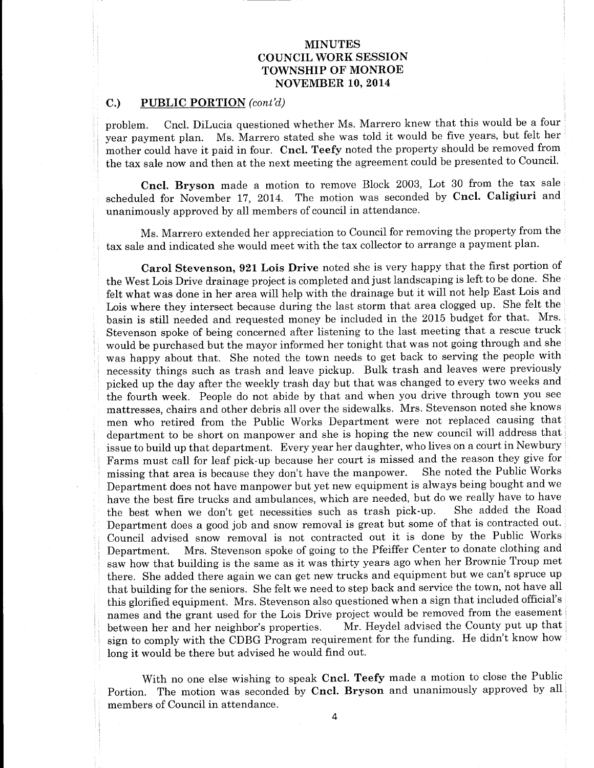# MINUTES
# COUNCIL WORK SESSION
# TOWNSHIP OF MONROE
# NOVEMBER 10, 2014

## C.) PUBLIC PORTION *(cont'd)*

problem. Cncl. DiLucia questioned whether Ms. Marrero knew that this would be a four year payment plan. Ms. Marrero stated she was told it would be five years, but felt her mother could have it paid in four. **Cncl. Teefy** noted the property should be removed from the tax sale now and then at the next meeting the agreement could be presented to Council.

**Cncl. Bryson** made a motion to remove Block 2003, Lot 30 from the tax sale scheduled for November 17, 2014. The motion was seconded by **Cncl. Caligiuri** and unanimously approved by all members of council in attendance.

Ms. Marrero extended her appreciation to Council for removing the property from the tax sale and indicated she would meet with the tax collector to arrange a payment plan.

**Carol Stevenson, 921 Lois Drive** noted she is very happy that the first portion of the West Lois Drive drainage project is completed and just landscaping is left to be done. She felt what was done in her area will help with the drainage but it will not help East Lois and Lois where they intersect because during the last storm that area clogged up. She felt the basin is still needed and requested money be included in the 2015 budget for that. Mrs. Stevenson spoke of being concerned after listening to the last meeting that a rescue truck would be purchased but the mayor informed her tonight that was not going through and she was happy about that. She noted the town needs to get back to serving the people with necessity things such as trash and leave pickup. Bulk trash and leaves were previously picked up the day after the weekly trash day but that was changed to every two weeks and the fourth week. People do not abide by that and when you drive through town you see mattresses, chairs and other debris all over the sidewalks. Mrs. Stevenson noted she knows men who retired from the Public Works Department were not replaced causing that department to be short on manpower and she is hoping the new council will address that issue to build up that department. Every year her daughter, who lives on a court in Newbury Farms must call for leaf pick-up because her court is missed and the reason they give for missing that area is because they don't have the manpower. She noted the Public Works Department does not have manpower but yet new equipment is always being bought and we have the best fire trucks and ambulances, which are needed, but do we really have to have the best when we don't get necessities such as trash pick-up. She added the Road Department does a good job and snow removal is great but some of that is contracted out. Council advised snow removal is not contracted out it is done by the Public Works Department. Mrs. Stevenson spoke of going to the Pfeiffer Center to donate clothing and saw how that building is the same as it was thirty years ago when her Brownie Troup met there. She added there again we can get new trucks and equipment but we can't spruce up that building for the seniors. She felt we need to step back and service the town, not have all this glorified equipment. Mrs. Stevenson also questioned when a sign that included official's names and the grant used for the Lois Drive project would be removed from the easement between her and her neighbor's properties. Mr. Heydel advised the County put up that sign to comply with the CDBG Program requirement for the funding. He didn't know how long it would be there but advised he would find out.

With no one else wishing to speak **Cncl. Teefy** made a motion to close the Public Portion. The motion was seconded by **Cncl. Bryson** and unanimously approved by all members of Council in attendance.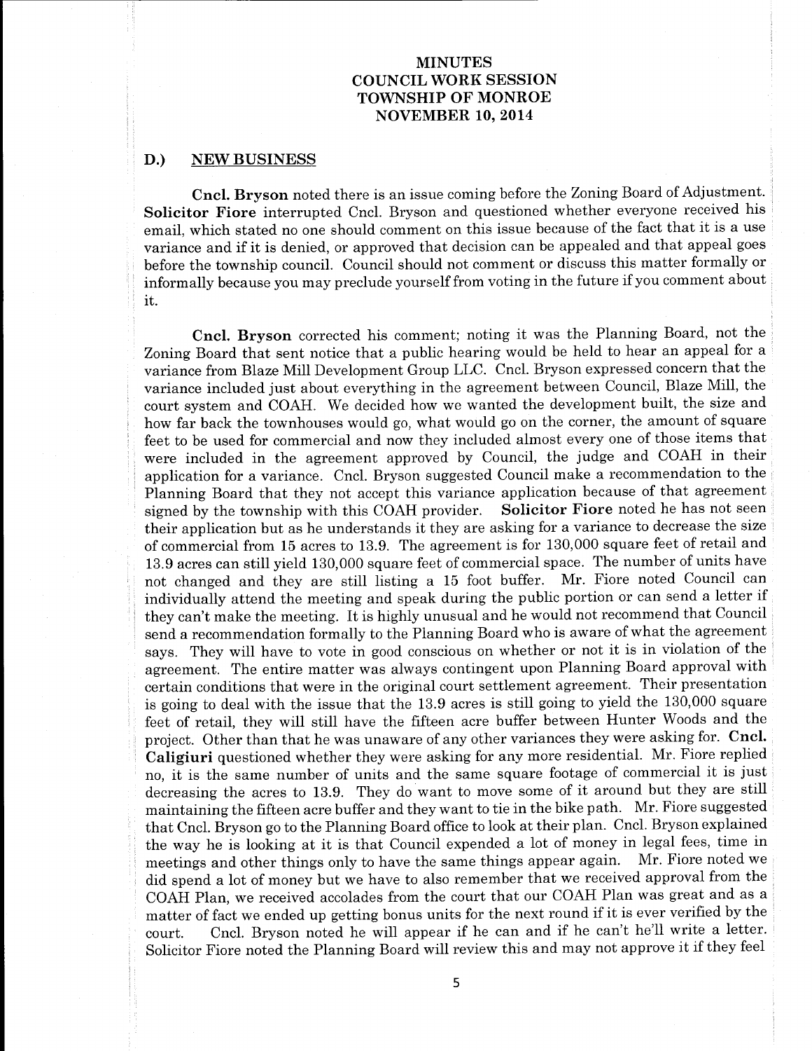MINUTES
COUNCIL WORK SESSION
TOWNSHIP OF MONROE
NOVEMBER 10, 2014

## D.) NEW BUSINESS

**Cncl. Bryson** noted there is an issue coming before the Zoning Board of Adjustment. **Solicitor Fiore** interrupted Cncl. Bryson and questioned whether everyone received his email, which stated no one should comment on this issue because of the fact that it is a use variance and if it is denied, or approved that decision can be appealed and that appeal goes before the township council. Council should not comment or discuss this matter formally or informally because you may preclude yourself from voting in the future if you comment about it.

**Cncl. Bryson** corrected his comment; noting it was the Planning Board, not the Zoning Board that sent notice that a public hearing would be held to hear an appeal for a variance from Blaze Mill Development Group LLC. Cncl. Bryson expressed concern that the variance included just about everything in the agreement between Council, Blaze Mill, the court system and COAH. We decided how we wanted the development built, the size and how far back the townhouses would go, what would go on the corner, the amount of square feet to be used for commercial and now they included almost every one of those items that were included in the agreement approved by Council, the judge and COAH in their application for a variance. Cncl. Bryson suggested Council make a recommendation to the Planning Board that they not accept this variance application because of that agreement signed by the township with this COAH provider. **Solicitor Fiore** noted he has not seen their application but as he understands it they are asking for a variance to decrease the size of commercial from 15 acres to 13.9. The agreement is for 130,000 square feet of retail and 13.9 acres can still yield 130,000 square feet of commercial space. The number of units have not changed and they are still listing a 15 foot buffer. Mr. Fiore noted Council can individually attend the meeting and speak during the public portion or can send a letter if they can't make the meeting. It is highly unusual and he would not recommend that Council send a recommendation formally to the Planning Board who is aware of what the agreement says. They will have to vote in good conscious on whether or not it is in violation of the agreement. The entire matter was always contingent upon Planning Board approval with certain conditions that were in the original court settlement agreement. Their presentation is going to deal with the issue that the 13.9 acres is still going to yield the 130,000 square feet of retail, they will still have the fifteen acre buffer between Hunter Woods and the project. Other than that he was unaware of any other variances they were asking for. **Cncl. Caligiuri** questioned whether they were asking for any more residential. Mr. Fiore replied no, it is the same number of units and the same square footage of commercial it is just decreasing the acres to 13.9. They do want to move some of it around but they are still maintaining the fifteen acre buffer and they want to tie in the bike path. Mr. Fiore suggested that Cncl. Bryson go to the Planning Board office to look at their plan. Cncl. Bryson explained the way he is looking at it is that Council expended a lot of money in legal fees, time in meetings and other things only to have the same things appear again. Mr. Fiore noted we did spend a lot of money but we have to also remember that we received approval from the COAH Plan, we received accolades from the court that our COAH Plan was great and as a matter of fact we ended up getting bonus units for the next round if it is ever verified by the court. Cncl. Bryson noted he will appear if he can and if he can't he'll write a letter. Solicitor Fiore noted the Planning Board will review this and may not approve it if they feel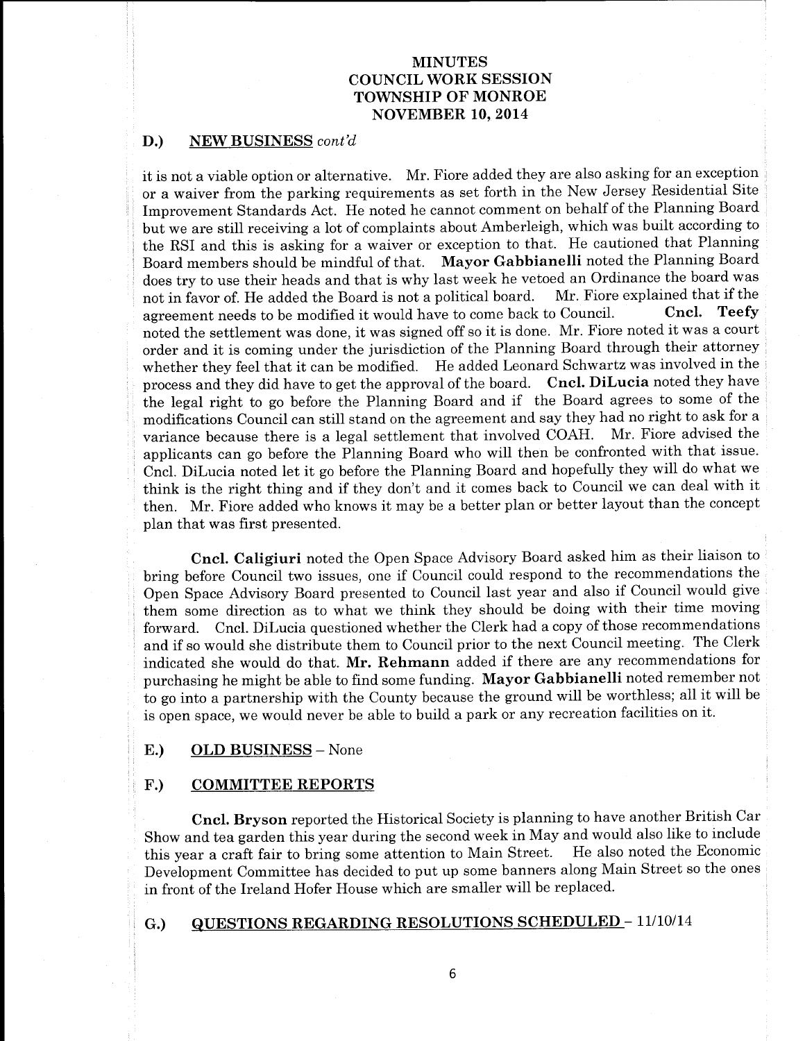# MINUTES
# COUNCIL WORK SESSION
# TOWNSHIP OF MONROE
# NOVEMBER 10, 2014

## D.) NEW BUSINESS *cont'd*

it is not a viable option or alternative. Mr. Fiore added they are also asking for an exception or a waiver from the parking requirements as set forth in the New Jersey Residential Site Improvement Standards Act. He noted he cannot comment on behalf of the Planning Board but we are still receiving a lot of complaints about Amberleigh, which was built according to the RSI and this is asking for a waiver or exception to that. He cautioned that Planning Board members should be mindful of that. **Mayor Gabbianelli** noted the Planning Board does try to use their heads and that is why last week he vetoed an Ordinance the board was not in favor of. He added the Board is not a political board. Mr. Fiore explained that if the agreement needs to be modified it would have to come back to Council. **Cncl. Teefy** noted the settlement was done, it was signed off so it is done. Mr. Fiore noted it was a court order and it is coming under the jurisdiction of the Planning Board through their attorney whether they feel that it can be modified. He added Leonard Schwartz was involved in the process and they did have to get the approval of the board. **Cncl. DiLucia** noted they have the legal right to go before the Planning Board and if the Board agrees to some of the modifications Council can still stand on the agreement and say they had no right to ask for a variance because there is a legal settlement that involved COAH. Mr. Fiore advised the applicants can go before the Planning Board who will then be confronted with that issue. Cncl. DiLucia noted let it go before the Planning Board and hopefully they will do what we think is the right thing and if they don't and it comes back to Council we can deal with it then. Mr. Fiore added who knows it may be a better plan or better layout than the concept plan that was first presented.

**Cncl. Caligiuri** noted the Open Space Advisory Board asked him as their liaison to bring before Council two issues, one if Council could respond to the recommendations the Open Space Advisory Board presented to Council last year and also if Council would give them some direction as to what we think they should be doing with their time moving forward. Cncl. DiLucia questioned whether the Clerk had a copy of those recommendations and if so would she distribute them to Council prior to the next Council meeting. The Clerk indicated she would do that. **Mr. Rehmann** added if there are any recommendations for purchasing he might be able to find some funding. **Mayor Gabbianelli** noted remember not to go into a partnership with the County because the ground will be worthless; all it will be is open space, we would never be able to build a park or any recreation facilities on it.

## E.) OLD BUSINESS – None

## F.) COMMITTEE REPORTS

**Cncl. Bryson** reported the Historical Society is planning to have another British Car Show and tea garden this year during the second week in May and would also like to include this year a craft fair to bring some attention to Main Street. He also noted the Economic Development Committee has decided to put up some banners along Main Street so the ones in front of the Ireland Hofer House which are smaller will be replaced.

## G.) QUESTIONS REGARDING RESOLUTIONS SCHEDULED – 11/10/14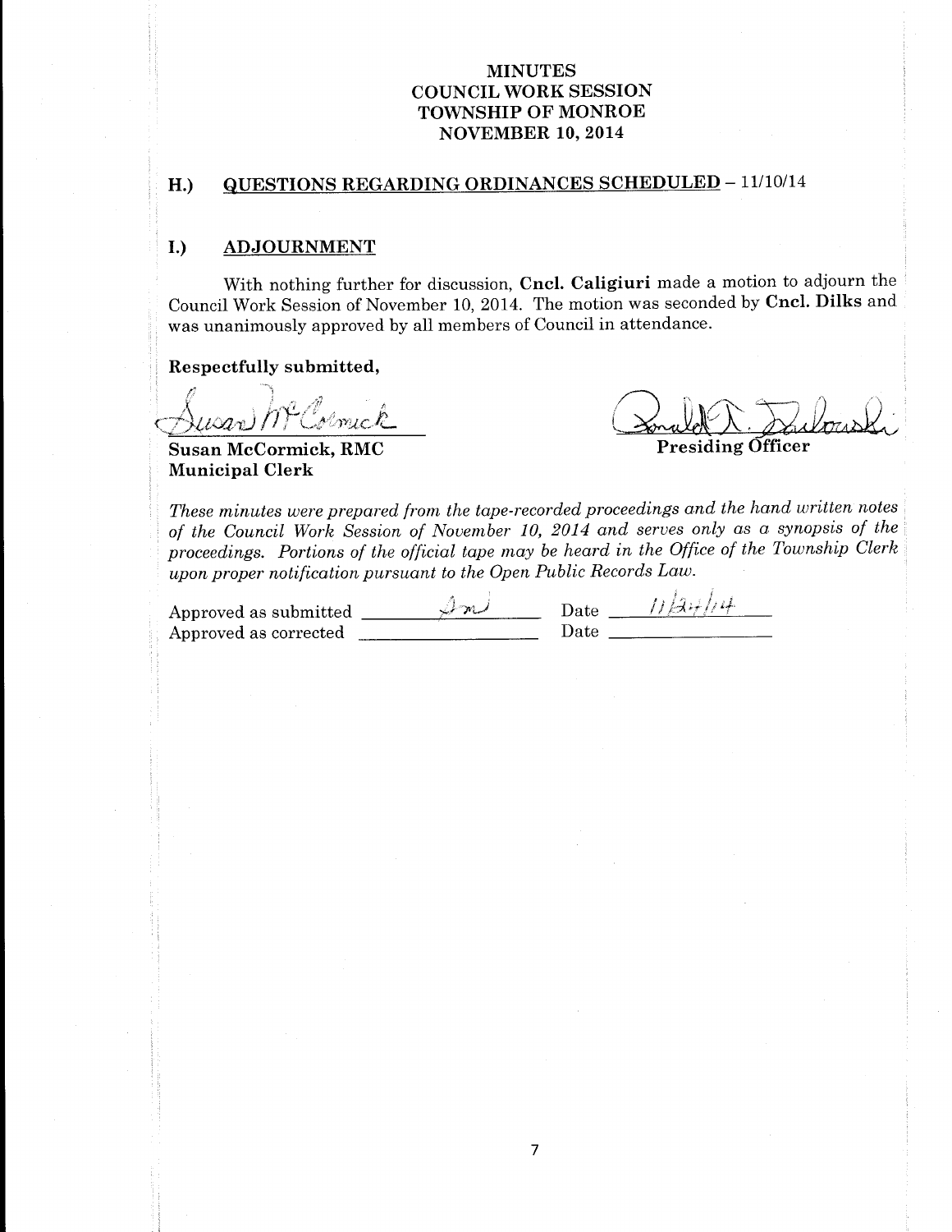# MINUTES
# COUNCIL WORK SESSION
# TOWNSHIP OF MONROE
# NOVEMBER 10, 2014

## H.) QUESTIONS REGARDING ORDINANCES SCHEDULED – 11/10/14

## I.) ADJOURNMENT

With nothing further for discussion, **Cncl. Caligiuri** made a motion to adjourn the Council Work Session of November 10, 2014. The motion was seconded by **Cncl. Dilks** and was unanimously approved by all members of Council in attendance.

**Respectfully submitted,**

Susan McCormick

**Susan McCormick, RMC**
**Municipal Clerk**

Ronald T. Dukowski
**Presiding Officer**

*These minutes were prepared from the tape-recorded proceedings and the hand written notes of the Council Work Session of November 10, 2014 and serves only as a synopsis of the proceedings. Portions of the official tape may be heard in the Office of the Township Clerk upon proper notification pursuant to the Open Public Records Law.*

Approved as submitted ___SM___ Date ___11/24/14___
Approved as corrected ______________ Date ______________